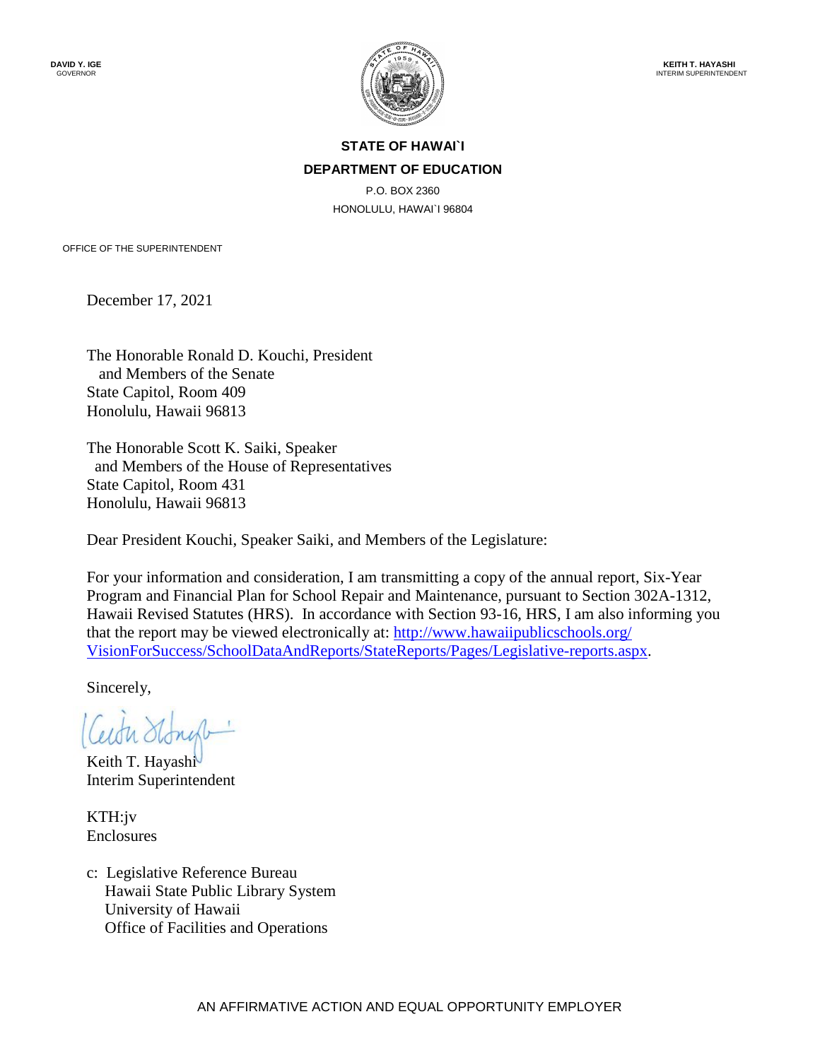**DAVID Y. IGE**
GOVERNOR

**KEITH T. HAYASHI**
INTERIM SUPERINTENDENT

**STATE OF HAWAI`I**

**DEPARTMENT OF EDUCATION**

P.O. BOX 2360
HONOLULU, HAWAI`I 96804

OFFICE OF THE SUPERINTENDENT

December 17, 2021

The Honorable Ronald D. Kouchi, President
and Members of the Senate
State Capitol, Room 409
Honolulu, Hawaii 96813

The Honorable Scott K. Saiki, Speaker
and Members of the House of Representatives
State Capitol, Room 431
Honolulu, Hawaii 96813

Dear President Kouchi, Speaker Saiki, and Members of the Legislature:

For your information and consideration, I am transmitting a copy of the annual report, Six-Year Program and Financial Plan for School Repair and Maintenance, pursuant to Section 302A-1312, Hawaii Revised Statutes (HRS). In accordance with Section 93-16, HRS, I am also informing you that the report may be viewed electronically at: [http://www.hawaiipublicschools.org/VisionForSuccess/SchoolDataAndReports/StateReports/Pages/Legislative-reports.aspx](http://www.hawaiipublicschools.org/VisionForSuccess/SchoolDataAndReports/StateReports/Pages/Legislative-reports.aspx).

Sincerely,

Keith T. Hayashi
Interim Superintendent

KTH:jv
Enclosures

c: Legislative Reference Bureau
Hawaii State Public Library System
University of Hawaii
Office of Facilities and Operations

AN AFFIRMATIVE ACTION AND EQUAL OPPORTUNITY EMPLOYER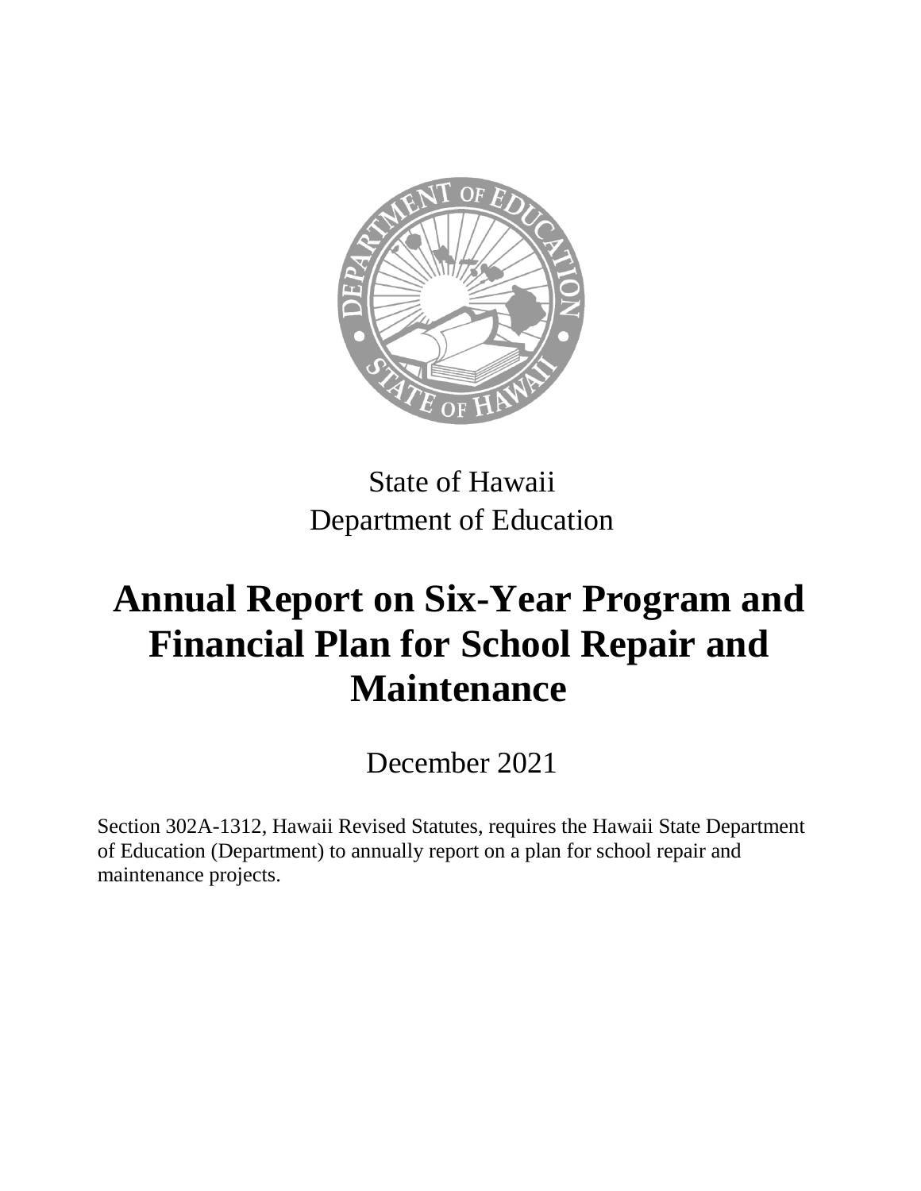State of Hawaii
Department of Education

# Annual Report on Six-Year Program and Financial Plan for School Repair and Maintenance

December 2021

Section 302A-1312, Hawaii Revised Statutes, requires the Hawaii State Department of Education (Department) to annually report on a plan for school repair and maintenance projects.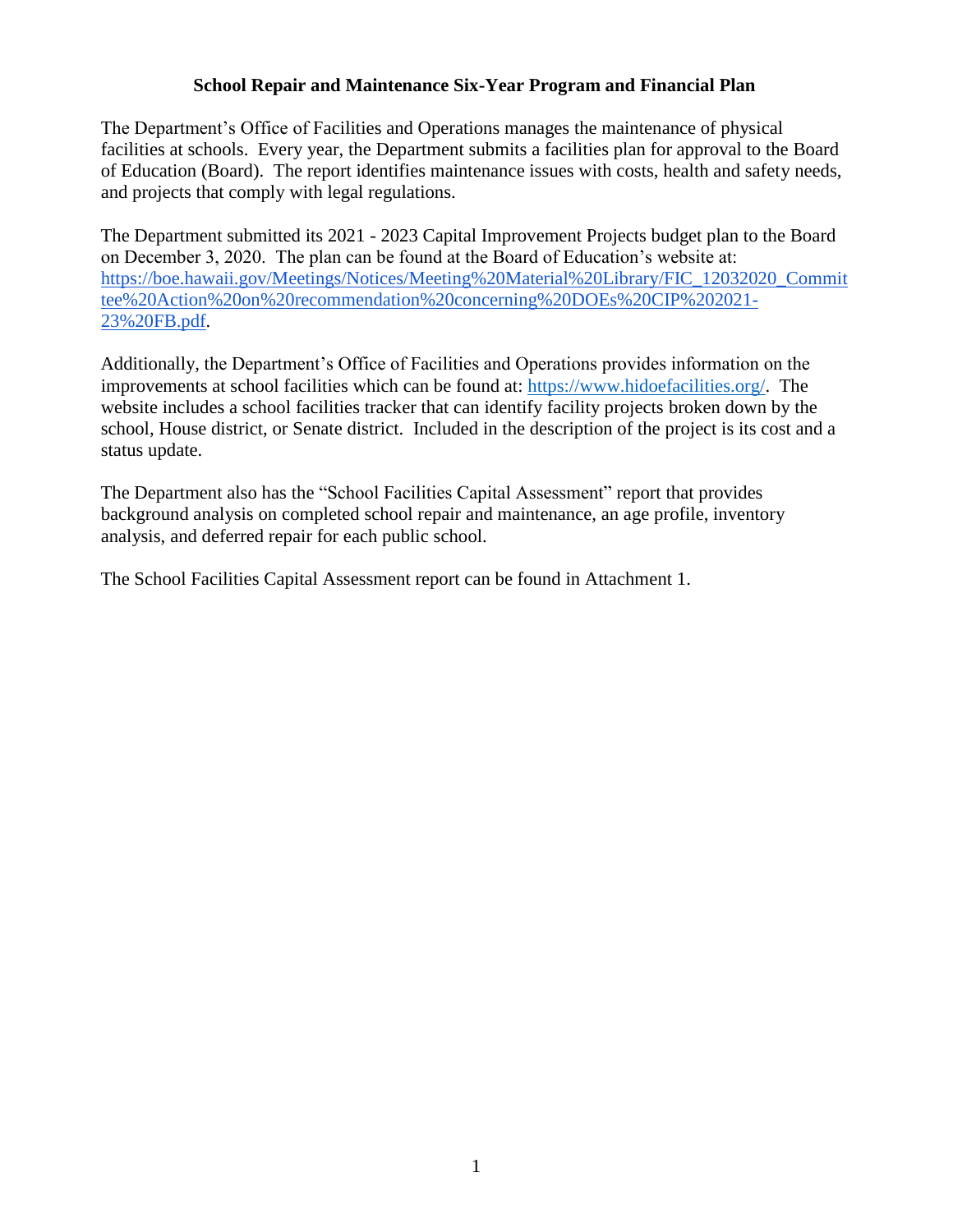# School Repair and Maintenance Six-Year Program and Financial Plan

The Department's Office of Facilities and Operations manages the maintenance of physical facilities at schools. Every year, the Department submits a facilities plan for approval to the Board of Education (Board). The report identifies maintenance issues with costs, health and safety needs, and projects that comply with legal regulations.

The Department submitted its 2021 - 2023 Capital Improvement Projects budget plan to the Board on December 3, 2020. The plan can be found at the Board of Education's website at: [https://boe.hawaii.gov/Meetings/Notices/Meeting%20Material%20Library/FIC_12032020_Committee%20Action%20on%20recommendation%20concerning%20DOEs%20CIP%202021-23%20FB.pdf](https://boe.hawaii.gov/Meetings/Notices/Meeting%20Material%20Library/FIC_12032020_Committee%20Action%20on%20recommendation%20concerning%20DOEs%20CIP%202021-23%20FB.pdf).

Additionally, the Department's Office of Facilities and Operations provides information on the improvements at school facilities which can be found at: [https://www.hidoefacilities.org/](https://www.hidoefacilities.org/). The website includes a school facilities tracker that can identify facility projects broken down by the school, House district, or Senate district. Included in the description of the project is its cost and a status update.

The Department also has the "School Facilities Capital Assessment" report that provides background analysis on completed school repair and maintenance, an age profile, inventory analysis, and deferred repair for each public school.

The School Facilities Capital Assessment report can be found in Attachment 1.